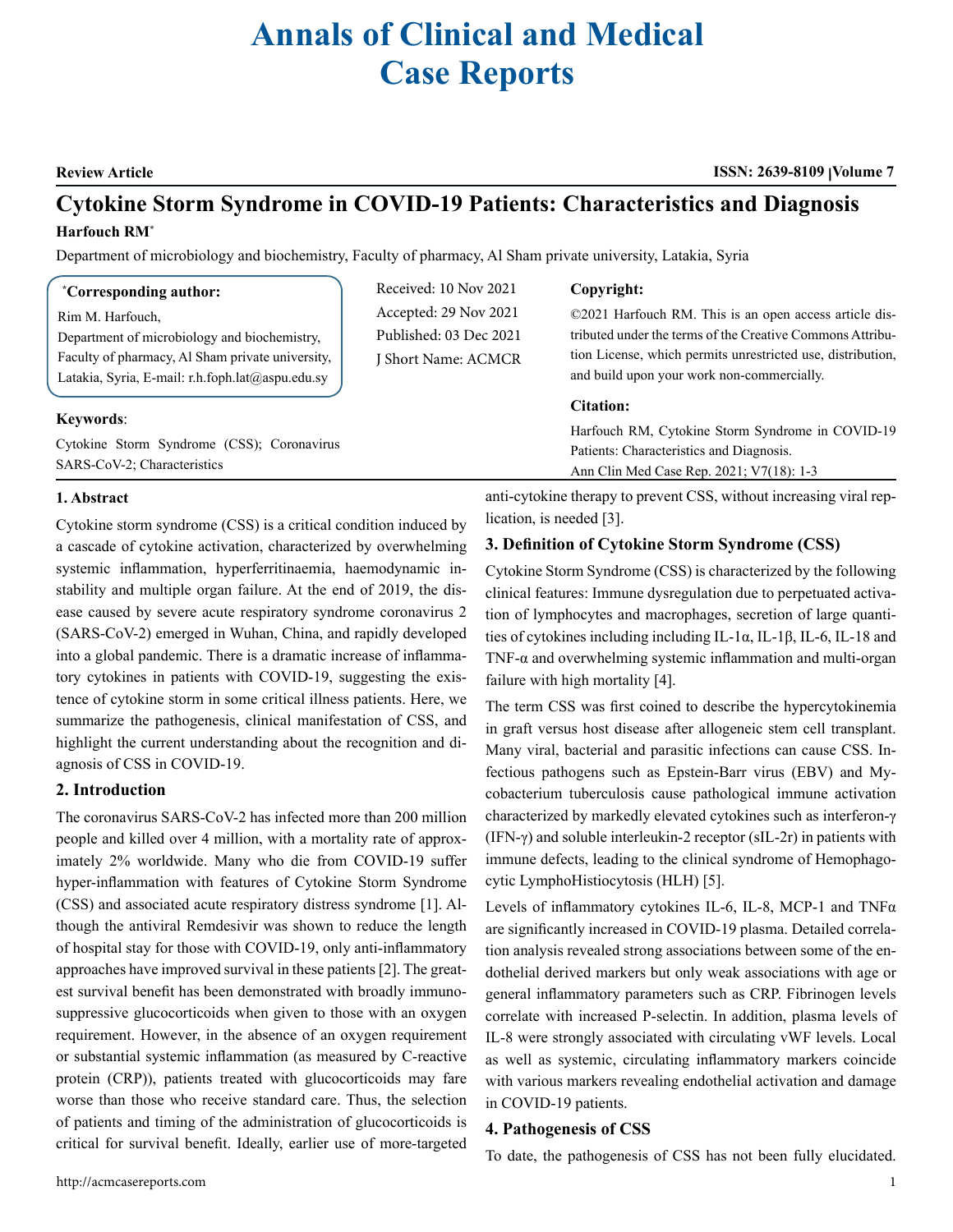# Annals of Clinical and Medical Case Reports

**Review Article**

# Cytokine Storm Syndrome in COVID-19 Patients: Characteristics and Diagnosis

**Harfouch RM***

Department of microbiology and biochemistry, Faculty of pharmacy, Al Sham private university, Latakia, Syria

***Corresponding author:**

Rim M. Harfouch,
Department of microbiology and biochemistry, Faculty of pharmacy, Al Sham private university, Latakia, Syria, E-mail: r.h.foph.lat@aspu.edu.sy

Received: 10 Nov 2021
Accepted: 29 Nov 2021
Published: 03 Dec 2021
J Short Name: ACMCR

**Copyright:**

©2021 Harfouch RM. This is an open access article distributed under the terms of the Creative Commons Attribution License, which permits unrestricted use, distribution, and build upon your work non-commercially.

**Citation:**

Harfouch RM, Cytokine Storm Syndrome in COVID-19 Patients: Characteristics and Diagnosis.
Ann Clin Med Case Rep. 2021; V7(18): 1-3

**Keywords**:

Cytokine Storm Syndrome (CSS); Coronavirus SARS-CoV-2; Characteristics

## 1. Abstract

Cytokine storm syndrome (CSS) is a critical condition induced by a cascade of cytokine activation, characterized by overwhelming systemic inflammation, hyperferritinaemia, haemodynamic instability and multiple organ failure. At the end of 2019, the disease caused by severe acute respiratory syndrome coronavirus 2 (SARS-CoV-2) emerged in Wuhan, China, and rapidly developed into a global pandemic. There is a dramatic increase of inflammatory cytokines in patients with COVID-19, suggesting the existence of cytokine storm in some critical illness patients. Here, we summarize the pathogenesis, clinical manifestation of CSS, and highlight the current understanding about the recognition and diagnosis of CSS in COVID-19.

## 2. Introduction

The coronavirus SARS-CoV-2 has infected more than 200 million people and killed over 4 million, with a mortality rate of approximately 2% worldwide. Many who die from COVID-19 suffer hyper-inflammation with features of Cytokine Storm Syndrome (CSS) and associated acute respiratory distress syndrome [1]. Although the antiviral Remdesivir was shown to reduce the length of hospital stay for those with COVID-19, only anti-inflammatory approaches have improved survival in these patients [2]. The greatest survival benefit has been demonstrated with broadly immunosuppressive glucocorticoids when given to those with an oxygen requirement. However, in the absence of an oxygen requirement or substantial systemic inflammation (as measured by C-reactive protein (CRP)), patients treated with glucocorticoids may fare worse than those who receive standard care. Thus, the selection of patients and timing of the administration of glucocorticoids is critical for survival benefit. Ideally, earlier use of more-targeted anti-cytokine therapy to prevent CSS, without increasing viral replication, is needed [3].

## 3. Definition of Cytokine Storm Syndrome (CSS)

Cytokine Storm Syndrome (CSS) is characterized by the following clinical features: Immune dysregulation due to perpetuated activation of lymphocytes and macrophages, secretion of large quantities of cytokines including including IL-1α, IL-1β, IL-6, IL-18 and TNF-α and overwhelming systemic inflammation and multi-organ failure with high mortality [4].

The term CSS was first coined to describe the hypercytokinemia in graft versus host disease after allogeneic stem cell transplant. Many viral, bacterial and parasitic infections can cause CSS. Infectious pathogens such as Epstein-Barr virus (EBV) and Mycobacterium tuberculosis cause pathological immune activation characterized by markedly elevated cytokines such as interferon-γ (IFN-γ) and soluble interleukin-2 receptor (sIL-2r) in patients with immune defects, leading to the clinical syndrome of Hemophagocytic LymphoHistiocytosis (HLH) [5].

Levels of inflammatory cytokines IL-6, IL-8, MCP-1 and TNFα are significantly increased in COVID-19 plasma. Detailed correlation analysis revealed strong associations between some of the endothelial derived markers but only weak associations with age or general inflammatory parameters such as CRP. Fibrinogen levels correlate with increased P-selectin. In addition, plasma levels of IL-8 were strongly associated with circulating vWF levels. Local as well as systemic, circulating inflammatory markers coincide with various markers revealing endothelial activation and damage in COVID-19 patients.

## 4. Pathogenesis of CSS

To date, the pathogenesis of CSS has not been fully elucidated.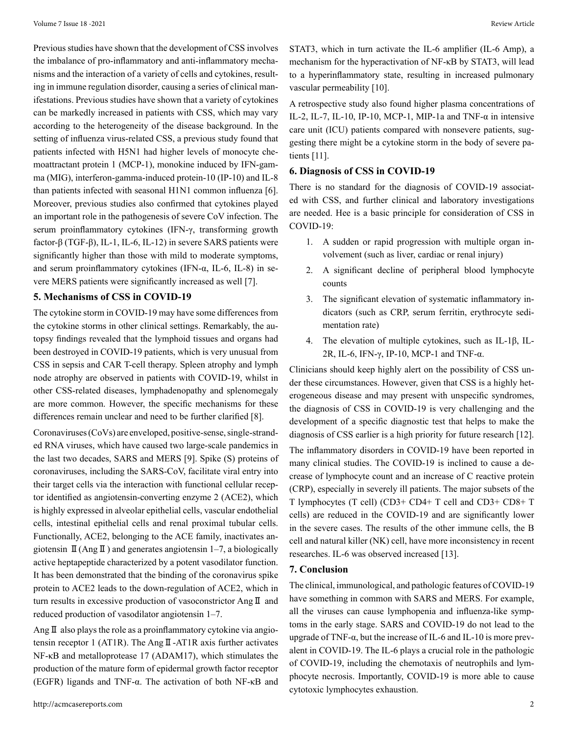Previous studies have shown that the development of CSS involves the imbalance of pro-inflammatory and anti-inflammatory mechanisms and the interaction of a variety of cells and cytokines, resulting in immune regulation disorder, causing a series of clinical manifestations. Previous studies have shown that a variety of cytokines can be markedly increased in patients with CSS, which may vary according to the heterogeneity of the disease background. In the setting of influenza virus-related CSS, a previous study found that patients infected with H5N1 had higher levels of monocyte chemoattractant protein 1 (MCP-1), monokine induced by IFN-gamma (MIG), interferon-gamma-induced protein-10 (IP-10) and IL-8 than patients infected with seasonal H1N1 common influenza [6]. Moreover, previous studies also confirmed that cytokines played an important role in the pathogenesis of severe CoV infection. The serum proinflammatory cytokines (IFN-γ, transforming growth factor-β (TGF-β), IL-1, IL-6, IL-12) in severe SARS patients were significantly higher than those with mild to moderate symptoms, and serum proinflammatory cytokines (IFN-α, IL-6, IL-8) in severe MERS patients were significantly increased as well [7].

## 5. Mechanisms of CSS in COVID-19

The cytokine storm in COVID-19 may have some differences from the cytokine storms in other clinical settings. Remarkably, the autopsy findings revealed that the lymphoid tissues and organs had been destroyed in COVID-19 patients, which is very unusual from CSS in sepsis and CAR T-cell therapy. Spleen atrophy and lymph node atrophy are observed in patients with COVID-19, whilst in other CSS-related diseases, lymphadenopathy and splenomegaly are more common. However, the specific mechanisms for these differences remain unclear and need to be further clarified [8].

Coronaviruses (CoVs) are enveloped, positive-sense, single-stranded RNA viruses, which have caused two large-scale pandemics in the last two decades, SARS and MERS [9]. Spike (S) proteins of coronaviruses, including the SARS-CoV, facilitate viral entry into their target cells via the interaction with functional cellular receptor identified as angiotensin-converting enzyme 2 (ACE2), which is highly expressed in alveolar epithelial cells, vascular endothelial cells, intestinal epithelial cells and renal proximal tubular cells. Functionally, ACE2, belonging to the ACE family, inactivates angiotensin Ⅱ (AngⅡ) and generates angiotensin 1–7, a biologically active heptapeptide characterized by a potent vasodilator function. It has been demonstrated that the binding of the coronavirus spike protein to ACE2 leads to the down-regulation of ACE2, which in turn results in excessive production of vasoconstrictor AngⅡ and reduced production of vasodilator angiotensin 1–7.

AngⅡ also plays the role as a proinflammatory cytokine via angiotensin receptor 1 (AT1R). The AngⅡ-AT1R axis further activates NF-κB and metalloprotease 17 (ADAM17), which stimulates the production of the mature form of epidermal growth factor receptor (EGFR) ligands and TNF-α. The activation of both NF-κB and STAT3, which in turn activate the IL-6 amplifier (IL-6 Amp), a mechanism for the hyperactivation of NF-κB by STAT3, will lead to a hyperinflammatory state, resulting in increased pulmonary vascular permeability [10].

A retrospective study also found higher plasma concentrations of IL-2, IL-7, IL-10, IP-10, MCP-1, MIP-1a and TNF-α in intensive care unit (ICU) patients compared with nonsevere patients, suggesting there might be a cytokine storm in the body of severe patients [11].

## 6. Diagnosis of CSS in COVID-19

There is no standard for the diagnosis of COVID-19 associated with CSS, and further clinical and laboratory investigations are needed. Hee is a basic principle for consideration of CSS in COVID-19:

1. A sudden or rapid progression with multiple organ involvement (such as liver, cardiac or renal injury)
2. A significant decline of peripheral blood lymphocyte counts
3. The significant elevation of systematic inflammatory indicators (such as CRP, serum ferritin, erythrocyte sedimentation rate)
4. The elevation of multiple cytokines, such as IL-1β, IL-2R, IL-6, IFN-γ, IP-10, MCP-1 and TNF-α.

Clinicians should keep highly alert on the possibility of CSS under these circumstances. However, given that CSS is a highly heterogeneous disease and may present with unspecific syndromes, the diagnosis of CSS in COVID-19 is very challenging and the development of a specific diagnostic test that helps to make the diagnosis of CSS earlier is a high priority for future research [12].

The inflammatory disorders in COVID-19 have been reported in many clinical studies. The COVID-19 is inclined to cause a decrease of lymphocyte count and an increase of C reactive protein (CRP), especially in severely ill patients. The major subsets of the T lymphocytes (T cell) (CD3+ CD4+ T cell and CD3+ CD8+ T cells) are reduced in the COVID-19 and are significantly lower in the severe cases. The results of the other immune cells, the B cell and natural killer (NK) cell, have more inconsistency in recent researches. IL-6 was observed increased [13].

## 7. Conclusion

The clinical, immunological, and pathologic features of COVID-19 have something in common with SARS and MERS. For example, all the viruses can cause lymphopenia and influenza-like symptoms in the early stage. SARS and COVID-19 do not lead to the upgrade of TNF-α, but the increase of IL-6 and IL-10 is more prevalent in COVID-19. The IL-6 plays a crucial role in the pathologic of COVID-19, including the chemotaxis of neutrophils and lymphocyte necrosis. Importantly, COVID-19 is more able to cause cytotoxic lymphocytes exhaustion.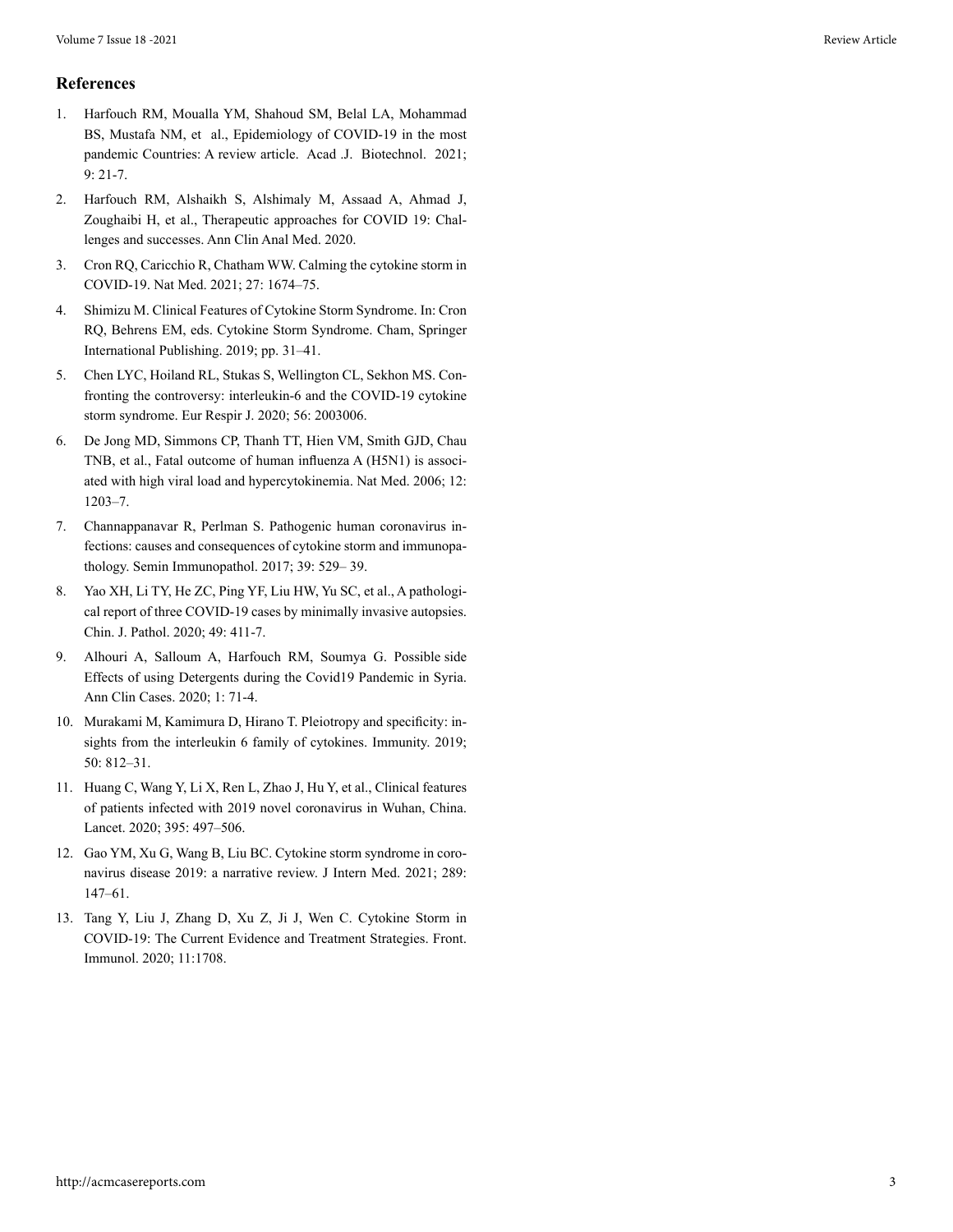## References

1. Harfouch RM, Moualla YM, Shahoud SM, Belal LA, Mohammad BS, Mustafa NM, et al., Epidemiology of COVID-19 in the most pandemic Countries: A review article. Acad .J. Biotechnol. 2021; 9: 21-7.

2. Harfouch RM, Alshaikh S, Alshimaly M, Assaad A, Ahmad J, Zoughaibi H, et al., Therapeutic approaches for COVID 19: Challenges and successes. Ann Clin Anal Med. 2020.

3. Cron RQ, Caricchio R, Chatham WW. Calming the cytokine storm in COVID-19. Nat Med. 2021; 27: 1674–75.

4. Shimizu M. Clinical Features of Cytokine Storm Syndrome. In: Cron RQ, Behrens EM, eds. Cytokine Storm Syndrome. Cham, Springer International Publishing. 2019; pp. 31–41.

5. Chen LYC, Hoiland RL, Stukas S, Wellington CL, Sekhon MS. Confronting the controversy: interleukin-6 and the COVID-19 cytokine storm syndrome. Eur Respir J. 2020; 56: 2003006.

6. De Jong MD, Simmons CP, Thanh TT, Hien VM, Smith GJD, Chau TNB, et al., Fatal outcome of human influenza A (H5N1) is associated with high viral load and hypercytokinemia. Nat Med. 2006; 12: 1203–7.

7. Channappanavar R, Perlman S. Pathogenic human coronavirus infections: causes and consequences of cytokine storm and immunopathology. Semin Immunopathol. 2017; 39: 529– 39.

8. Yao XH, Li TY, He ZC, Ping YF, Liu HW, Yu SC, et al., A pathological report of three COVID-19 cases by minimally invasive autopsies. Chin. J. Pathol. 2020; 49: 411-7.

9. Alhouri A, Salloum A, Harfouch RM, Soumya G. Possible side Effects of using Detergents during the Covid19 Pandemic in Syria. Ann Clin Cases. 2020; 1: 71-4.

10. Murakami M, Kamimura D, Hirano T. Pleiotropy and specificity: insights from the interleukin 6 family of cytokines. Immunity. 2019; 50: 812–31.

11. Huang C, Wang Y, Li X, Ren L, Zhao J, Hu Y, et al., Clinical features of patients infected with 2019 novel coronavirus in Wuhan, China. Lancet. 2020; 395: 497–506.

12. Gao YM, Xu G, Wang B, Liu BC. Cytokine storm syndrome in coronavirus disease 2019: a narrative review. J Intern Med. 2021; 289: 147–61.

13. Tang Y, Liu J, Zhang D, Xu Z, Ji J, Wen C. Cytokine Storm in COVID-19: The Current Evidence and Treatment Strategies. Front. Immunol. 2020; 11:1708.